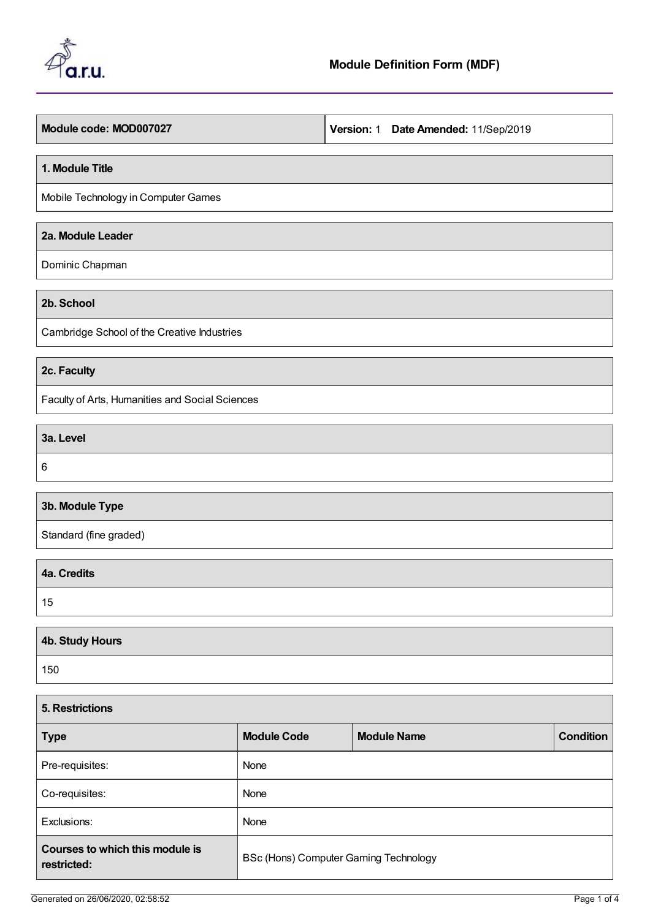# Module Definition Form (MDF)

| **Module code: MOD007027** | **Version:** 1 **Date Amended:** 11/Sep/2019 |
|---|---|

## 1. Module Title

Mobile Technology in Computer Games

## 2a. Module Leader

Dominic Chapman

## 2b. School

Cambridge School of the Creative Industries

## 2c. Faculty

Faculty of Arts, Humanities and Social Sciences

## 3a. Level

6

## 3b. Module Type

Standard (fine graded)

## 4a. Credits

15

## 4b. Study Hours

150

## 5. Restrictions

| Type | Module Code | Module Name | Condition |
|---|---|---|---|
| Pre-requisites: | None | | |
| Co-requisites: | None | | |
| Exclusions: | None | | |
| **Courses to which this module is restricted:** | BSc (Hons) Computer Gaming Technology | | |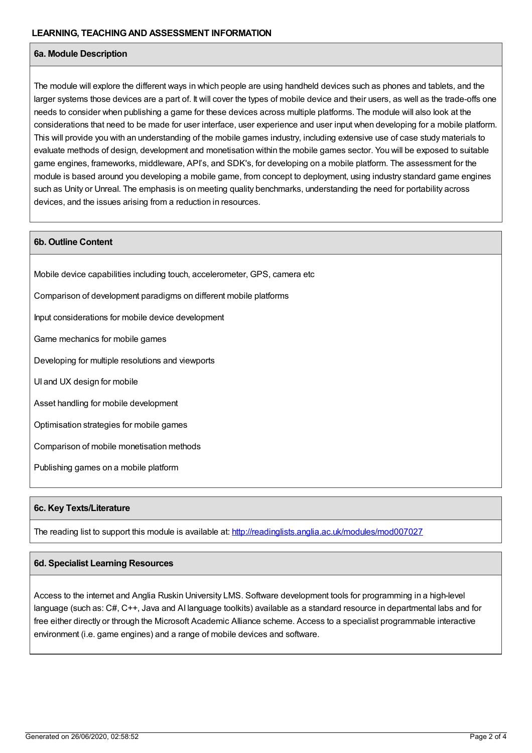## LEARNING, TEACHING AND ASSESSMENT INFORMATION

### 6a. Module Description

The module will explore the different ways in which people are using handheld devices such as phones and tablets, and the larger systems those devices are a part of. It will cover the types of mobile device and their users, as well as the trade-offs one needs to consider when publishing a game for these devices across multiple platforms. The module will also look at the considerations that need to be made for user interface, user experience and user input when developing for a mobile platform. This will provide you with an understanding of the mobile games industry, including extensive use of case study materials to evaluate methods of design, development and monetisation within the mobile games sector. You will be exposed to suitable game engines, frameworks, middleware, API's, and SDK's, for developing on a mobile platform. The assessment for the module is based around you developing a mobile game, from concept to deployment, using industry standard game engines such as Unity or Unreal. The emphasis is on meeting quality benchmarks, understanding the need for portability across devices, and the issues arising from a reduction in resources.

### 6b. Outline Content

Mobile device capabilities including touch, accelerometer, GPS, camera etc

Comparison of development paradigms on different mobile platforms

Input considerations for mobile device development

Game mechanics for mobile games

Developing for multiple resolutions and viewports

UI and UX design for mobile

Asset handling for mobile development

Optimisation strategies for mobile games

Comparison of mobile monetisation methods

Publishing games on a mobile platform

### 6c. Key Texts/Literature

The reading list to support this module is available at: http://readinglists.anglia.ac.uk/modules/mod007027

### 6d. Specialist Learning Resources

Access to the internet and Anglia Ruskin University LMS. Software development tools for programming in a high-level language (such as: C#, C++, Java and AI language toolkits) available as a standard resource in departmental labs and for free either directly or through the Microsoft Academic Alliance scheme. Access to a specialist programmable interactive environment (i.e. game engines) and a range of mobile devices and software.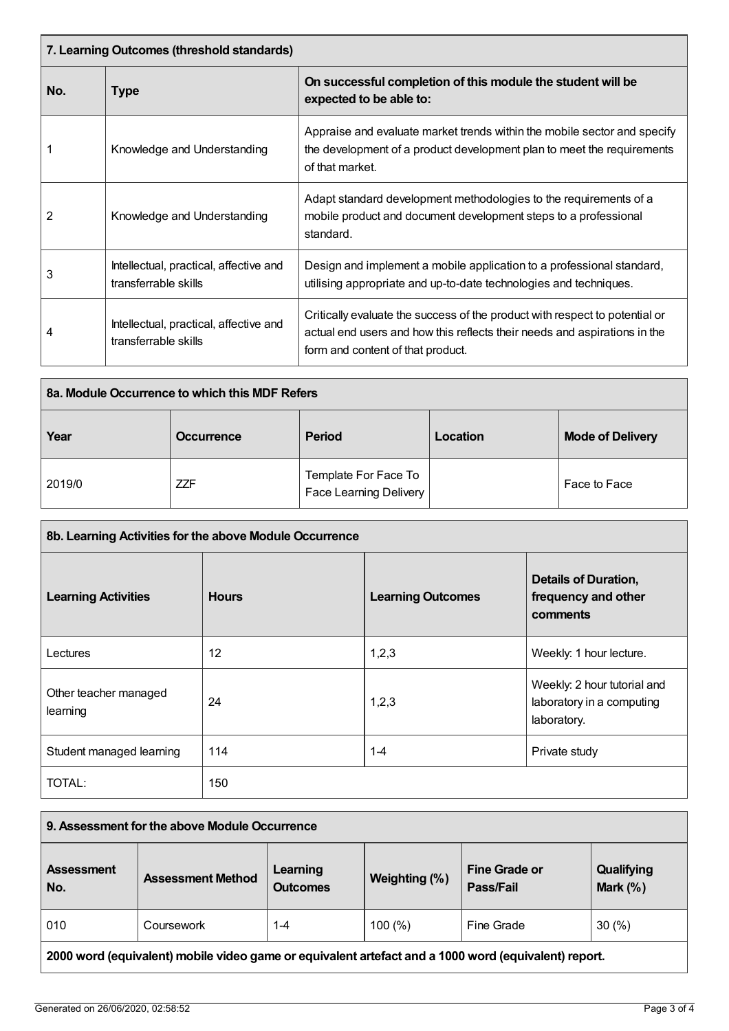## 7. Learning Outcomes (threshold standards)

| No. | Type | On successful completion of this module the student will be expected to be able to: |
|---|---|---|
| 1 | Knowledge and Understanding | Appraise and evaluate market trends within the mobile sector and specify the development of a product development plan to meet the requirements of that market. |
| 2 | Knowledge and Understanding | Adapt standard development methodologies to the requirements of a mobile product and document development steps to a professional standard. |
| 3 | Intellectual, practical, affective and transferrable skills | Design and implement a mobile application to a professional standard, utilising appropriate and up-to-date technologies and techniques. |
| 4 | Intellectual, practical, affective and transferrable skills | Critically evaluate the success of the product with respect to potential or actual end users and how this reflects their needs and aspirations in the form and content of that product. |

## 8a. Module Occurrence to which this MDF Refers

| Year | Occurrence | Period | Location | Mode of Delivery |
|---|---|---|---|---|
| 2019/0 | ZZF | Template For Face To Face Learning Delivery | | Face to Face |

## 8b. Learning Activities for the above Module Occurrence

| Learning Activities | Hours | Learning Outcomes | Details of Duration, frequency and other comments |
|---|---|---|---|
| Lectures | 12 | 1,2,3 | Weekly: 1 hour lecture. |
| Other teacher managed learning | 24 | 1,2,3 | Weekly: 2 hour tutorial and laboratory in a computing laboratory. |
| Student managed learning | 114 | 1-4 | Private study |
| TOTAL: | 150 | | |

## 9. Assessment for the above Module Occurrence

| Assessment No. | Assessment Method | Learning Outcomes | Weighting (%) | Fine Grade or Pass/Fail | Qualifying Mark (%) |
|---|---|---|---|---|---|
| 010 | Coursework | 1-4 | 100 (%) | Fine Grade | 30 (%) |

**2000 word (equivalent) mobile video game or equivalent artefact and a 1000 word (equivalent) report.**

Generated on 26/06/2020, 02:58:52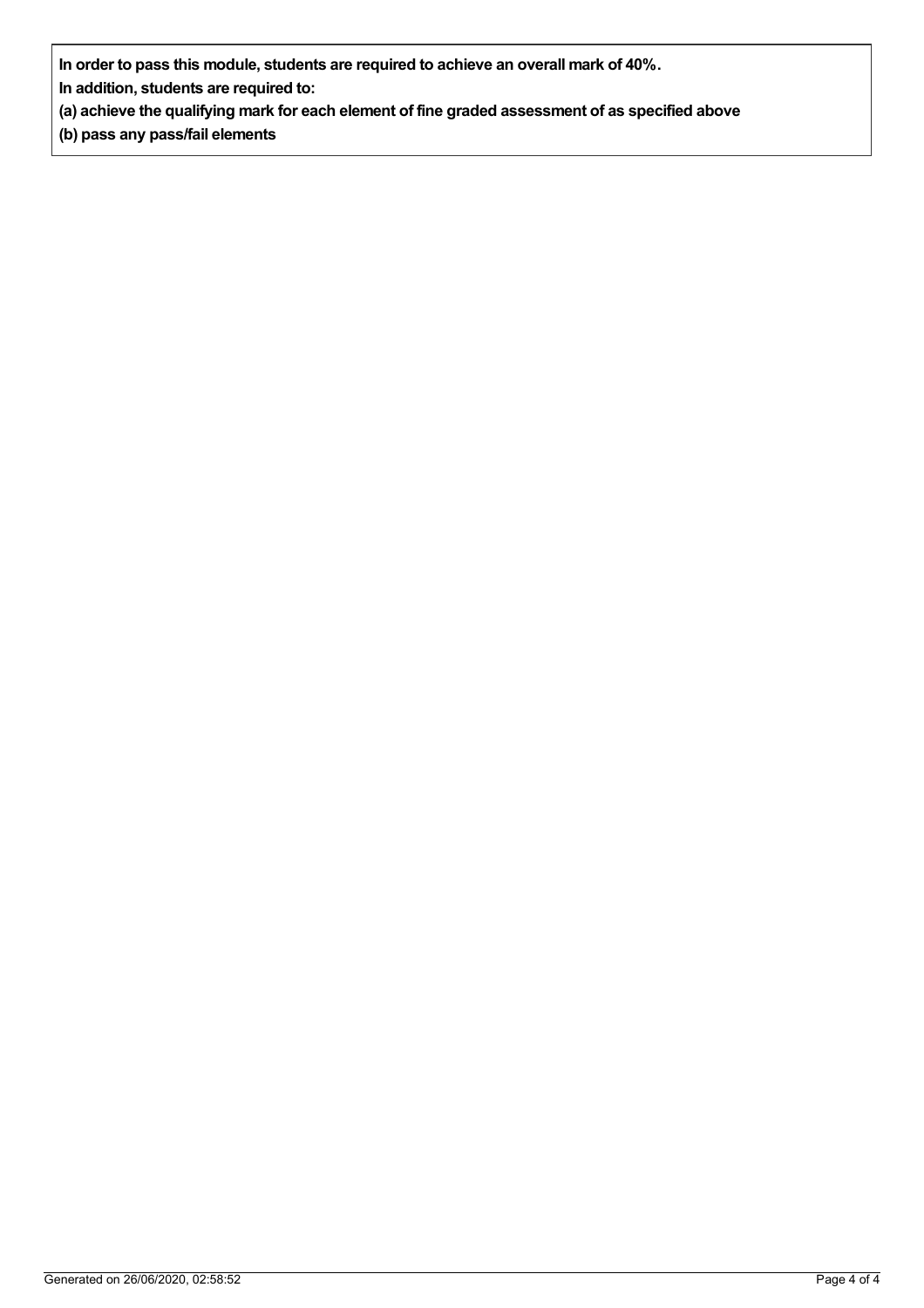**In order to pass this module, students are required to achieve an overall mark of 40%.**
**In addition, students are required to:**
**(a) achieve the qualifying mark for each element of fine graded assessment of as specified above**
**(b) pass any pass/fail elements**